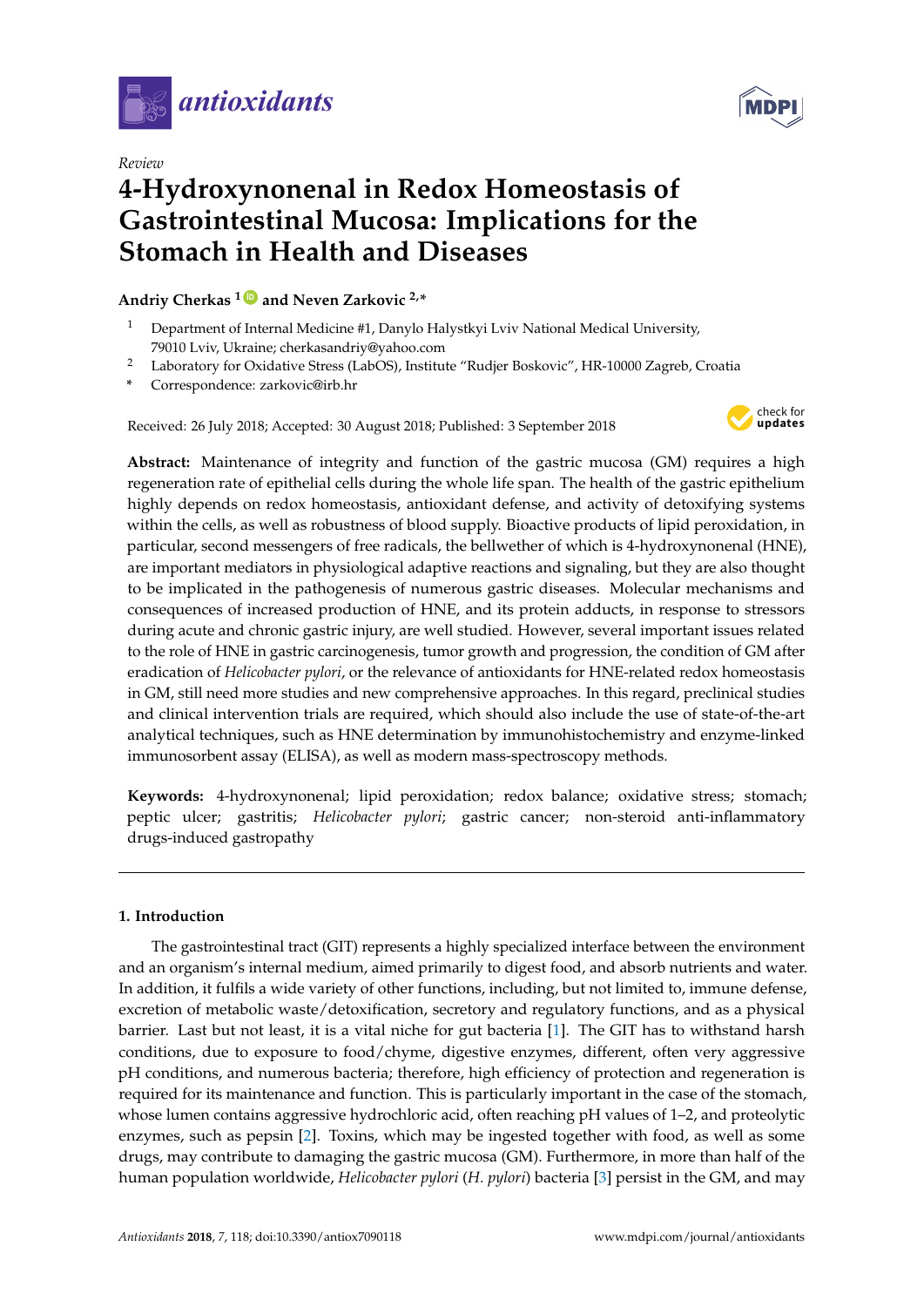*Review*

# 4-Hydroxynonenal in Redox Homeostasis of Gastrointestinal Mucosa: Implications for the Stomach in Health and Diseases

**Andriy Cherkas [1] and Neven Zarkovic [2,*]**

[1] Department of Internal Medicine #1, Danylo Halystkyi Lviv National Medical University, 79010 Lviv, Ukraine; cherkasandriy@yahoo.com

[2] Laboratory for Oxidative Stress (LabOS), Institute "Rudjer Boskovic", HR-10000 Zagreb, Croatia

\* Correspondence: zarkovic@irb.hr

Received: 26 July 2018; Accepted: 30 August 2018; Published: 3 September 2018

**Abstract:** Maintenance of integrity and function of the gastric mucosa (GM) requires a high regeneration rate of epithelial cells during the whole life span. The health of the gastric epithelium highly depends on redox homeostasis, antioxidant defense, and activity of detoxifying systems within the cells, as well as robustness of blood supply. Bioactive products of lipid peroxidation, in particular, second messengers of free radicals, the bellwether of which is 4-hydroxynonenal (HNE), are important mediators in physiological adaptive reactions and signaling, but they are also thought to be implicated in the pathogenesis of numerous gastric diseases. Molecular mechanisms and consequences of increased production of HNE, and its protein adducts, in response to stressors during acute and chronic gastric injury, are well studied. However, several important issues related to the role of HNE in gastric carcinogenesis, tumor growth and progression, the condition of GM after eradication of *Helicobacter pylori*, or the relevance of antioxidants for HNE-related redox homeostasis in GM, still need more studies and new comprehensive approaches. In this regard, preclinical studies and clinical intervention trials are required, which should also include the use of state-of-the-art analytical techniques, such as HNE determination by immunohistochemistry and enzyme-linked immunosorbent assay (ELISA), as well as modern mass-spectroscopy methods.

**Keywords:** 4-hydroxynonenal; lipid peroxidation; redox balance; oxidative stress; stomach; peptic ulcer; gastritis; *Helicobacter pylori*; gastric cancer; non-steroid anti-inflammatory drugs-induced gastropathy

## 1. Introduction

The gastrointestinal tract (GIT) represents a highly specialized interface between the environment and an organism's internal medium, aimed primarily to digest food, and absorb nutrients and water. In addition, it fulfils a wide variety of other functions, including, but not limited to, immune defense, excretion of metabolic waste/detoxification, secretory and regulatory functions, and as a physical barrier. Last but not least, it is a vital niche for gut bacteria [1]. The GIT has to withstand harsh conditions, due to exposure to food/chyme, digestive enzymes, different, often very aggressive pH conditions, and numerous bacteria; therefore, high efficiency of protection and regeneration is required for its maintenance and function. This is particularly important in the case of the stomach, whose lumen contains aggressive hydrochloric acid, often reaching pH values of 1–2, and proteolytic enzymes, such as pepsin [2]. Toxins, which may be ingested together with food, as well as some drugs, may contribute to damaging the gastric mucosa (GM). Furthermore, in more than half of the human population worldwide, *Helicobacter pylori* (*H. pylori*) bacteria [3] persist in the GM, and may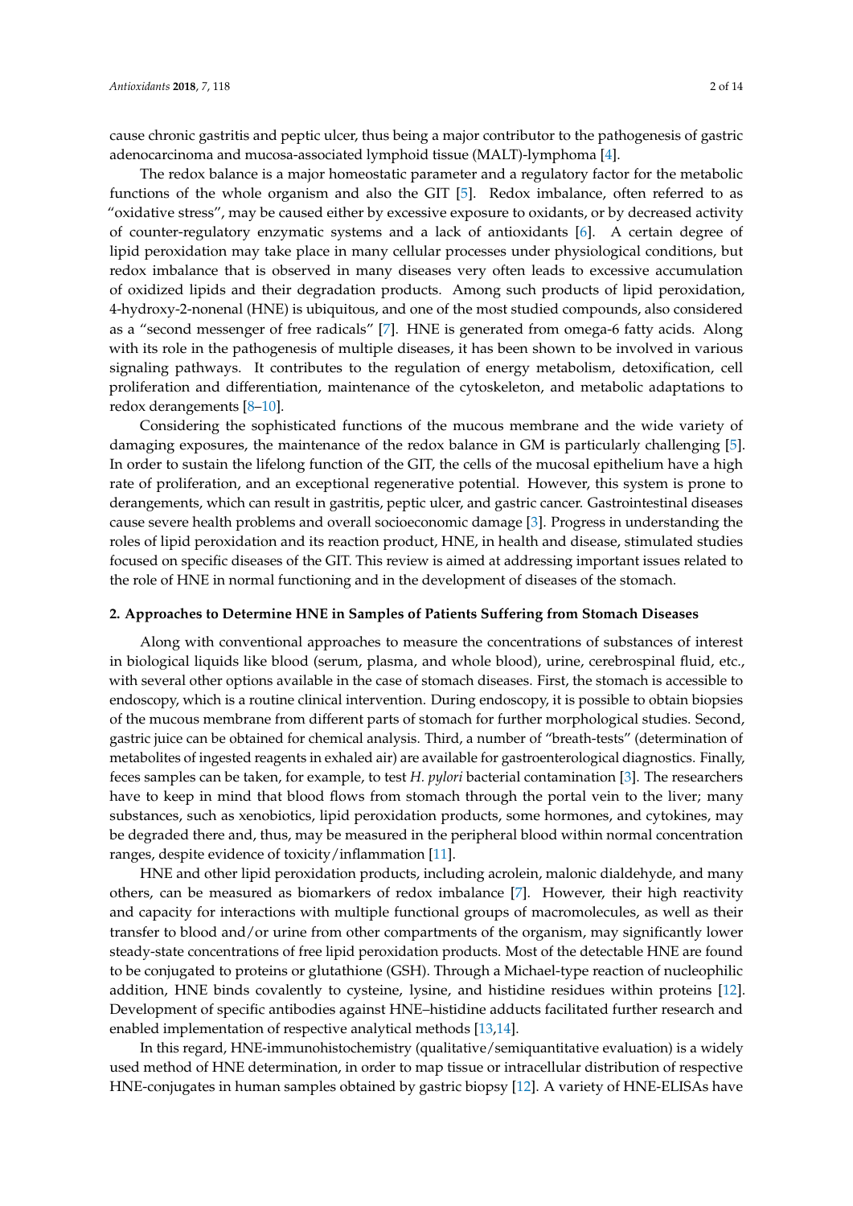cause chronic gastritis and peptic ulcer, thus being a major contributor to the pathogenesis of gastric adenocarcinoma and mucosa-associated lymphoid tissue (MALT)-lymphoma [4].

The redox balance is a major homeostatic parameter and a regulatory factor for the metabolic functions of the whole organism and also the GIT [5]. Redox imbalance, often referred to as "oxidative stress", may be caused either by excessive exposure to oxidants, or by decreased activity of counter-regulatory enzymatic systems and a lack of antioxidants [6]. A certain degree of lipid peroxidation may take place in many cellular processes under physiological conditions, but redox imbalance that is observed in many diseases very often leads to excessive accumulation of oxidized lipids and their degradation products. Among such products of lipid peroxidation, 4-hydroxy-2-nonenal (HNE) is ubiquitous, and one of the most studied compounds, also considered as a "second messenger of free radicals" [7]. HNE is generated from omega-6 fatty acids. Along with its role in the pathogenesis of multiple diseases, it has been shown to be involved in various signaling pathways. It contributes to the regulation of energy metabolism, detoxification, cell proliferation and differentiation, maintenance of the cytoskeleton, and metabolic adaptations to redox derangements [8–10].

Considering the sophisticated functions of the mucous membrane and the wide variety of damaging exposures, the maintenance of the redox balance in GM is particularly challenging [5]. In order to sustain the lifelong function of the GIT, the cells of the mucosal epithelium have a high rate of proliferation, and an exceptional regenerative potential. However, this system is prone to derangements, which can result in gastritis, peptic ulcer, and gastric cancer. Gastrointestinal diseases cause severe health problems and overall socioeconomic damage [3]. Progress in understanding the roles of lipid peroxidation and its reaction product, HNE, in health and disease, stimulated studies focused on specific diseases of the GIT. This review is aimed at addressing important issues related to the role of HNE in normal functioning and in the development of diseases of the stomach.

## 2. Approaches to Determine HNE in Samples of Patients Suffering from Stomach Diseases

Along with conventional approaches to measure the concentrations of substances of interest in biological liquids like blood (serum, plasma, and whole blood), urine, cerebrospinal fluid, etc., with several other options available in the case of stomach diseases. First, the stomach is accessible to endoscopy, which is a routine clinical intervention. During endoscopy, it is possible to obtain biopsies of the mucous membrane from different parts of stomach for further morphological studies. Second, gastric juice can be obtained for chemical analysis. Third, a number of "breath-tests" (determination of metabolites of ingested reagents in exhaled air) are available for gastroenterological diagnostics. Finally, feces samples can be taken, for example, to test *H. pylori* bacterial contamination [3]. The researchers have to keep in mind that blood flows from stomach through the portal vein to the liver; many substances, such as xenobiotics, lipid peroxidation products, some hormones, and cytokines, may be degraded there and, thus, may be measured in the peripheral blood within normal concentration ranges, despite evidence of toxicity/inflammation [11].

HNE and other lipid peroxidation products, including acrolein, malonic dialdehyde, and many others, can be measured as biomarkers of redox imbalance [7]. However, their high reactivity and capacity for interactions with multiple functional groups of macromolecules, as well as their transfer to blood and/or urine from other compartments of the organism, may significantly lower steady-state concentrations of free lipid peroxidation products. Most of the detectable HNE are found to be conjugated to proteins or glutathione (GSH). Through a Michael-type reaction of nucleophilic addition, HNE binds covalently to cysteine, lysine, and histidine residues within proteins [12]. Development of specific antibodies against HNE–histidine adducts facilitated further research and enabled implementation of respective analytical methods [13,14].

In this regard, HNE-immunohistochemistry (qualitative/semiquantitative evaluation) is a widely used method of HNE determination, in order to map tissue or intracellular distribution of respective HNE-conjugates in human samples obtained by gastric biopsy [12]. A variety of HNE-ELISAs have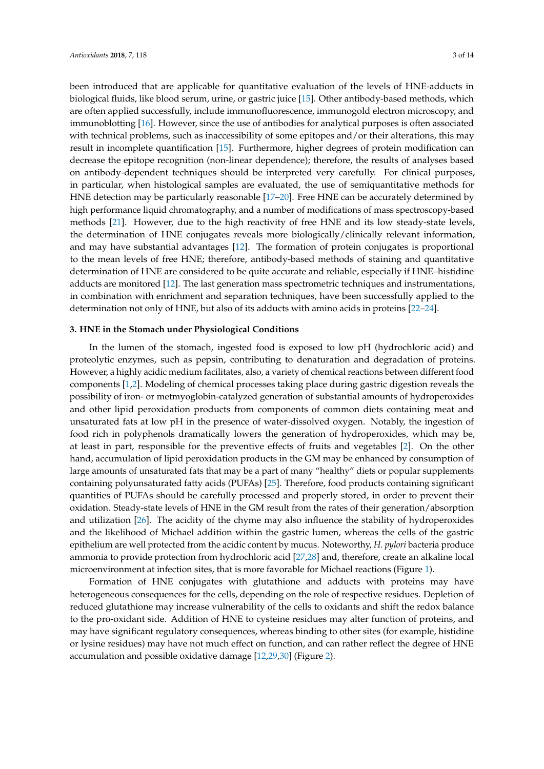been introduced that are applicable for quantitative evaluation of the levels of HNE-adducts in biological fluids, like blood serum, urine, or gastric juice [15]. Other antibody-based methods, which are often applied successfully, include immunofluorescence, immunogold electron microscopy, and immunoblotting [16]. However, since the use of antibodies for analytical purposes is often associated with technical problems, such as inaccessibility of some epitopes and/or their alterations, this may result in incomplete quantification [15]. Furthermore, higher degrees of protein modification can decrease the epitope recognition (non-linear dependence); therefore, the results of analyses based on antibody-dependent techniques should be interpreted very carefully. For clinical purposes, in particular, when histological samples are evaluated, the use of semiquantitative methods for HNE detection may be particularly reasonable [17–20]. Free HNE can be accurately determined by high performance liquid chromatography, and a number of modifications of mass spectroscopy-based methods [21]. However, due to the high reactivity of free HNE and its low steady-state levels, the determination of HNE conjugates reveals more biologically/clinically relevant information, and may have substantial advantages [12]. The formation of protein conjugates is proportional to the mean levels of free HNE; therefore, antibody-based methods of staining and quantitative determination of HNE are considered to be quite accurate and reliable, especially if HNE–histidine adducts are monitored [12]. The last generation mass spectrometric techniques and instrumentations, in combination with enrichment and separation techniques, have been successfully applied to the determination not only of HNE, but also of its adducts with amino acids in proteins [22–24].

## 3. HNE in the Stomach under Physiological Conditions

In the lumen of the stomach, ingested food is exposed to low pH (hydrochloric acid) and proteolytic enzymes, such as pepsin, contributing to denaturation and degradation of proteins. However, a highly acidic medium facilitates, also, a variety of chemical reactions between different food components [1,2]. Modeling of chemical processes taking place during gastric digestion reveals the possibility of iron- or metmyoglobin-catalyzed generation of substantial amounts of hydroperoxides and other lipid peroxidation products from components of common diets containing meat and unsaturated fats at low pH in the presence of water-dissolved oxygen. Notably, the ingestion of food rich in polyphenols dramatically lowers the generation of hydroperoxides, which may be, at least in part, responsible for the preventive effects of fruits and vegetables [2]. On the other hand, accumulation of lipid peroxidation products in the GM may be enhanced by consumption of large amounts of unsaturated fats that may be a part of many "healthy" diets or popular supplements containing polyunsaturated fatty acids (PUFAs) [25]. Therefore, food products containing significant quantities of PUFAs should be carefully processed and properly stored, in order to prevent their oxidation. Steady-state levels of HNE in the GM result from the rates of their generation/absorption and utilization [26]. The acidity of the chyme may also influence the stability of hydroperoxides and the likelihood of Michael addition within the gastric lumen, whereas the cells of the gastric epithelium are well protected from the acidic content by mucus. Noteworthy, *H. pylori* bacteria produce ammonia to provide protection from hydrochloric acid [27,28] and, therefore, create an alkaline local microenvironment at infection sites, that is more favorable for Michael reactions (Figure 1).

Formation of HNE conjugates with glutathione and adducts with proteins may have heterogeneous consequences for the cells, depending on the role of respective residues. Depletion of reduced glutathione may increase vulnerability of the cells to oxidants and shift the redox balance to the pro-oxidant side. Addition of HNE to cysteine residues may alter function of proteins, and may have significant regulatory consequences, whereas binding to other sites (for example, histidine or lysine residues) may have not much effect on function, and can rather reflect the degree of HNE accumulation and possible oxidative damage [12,29,30] (Figure 2).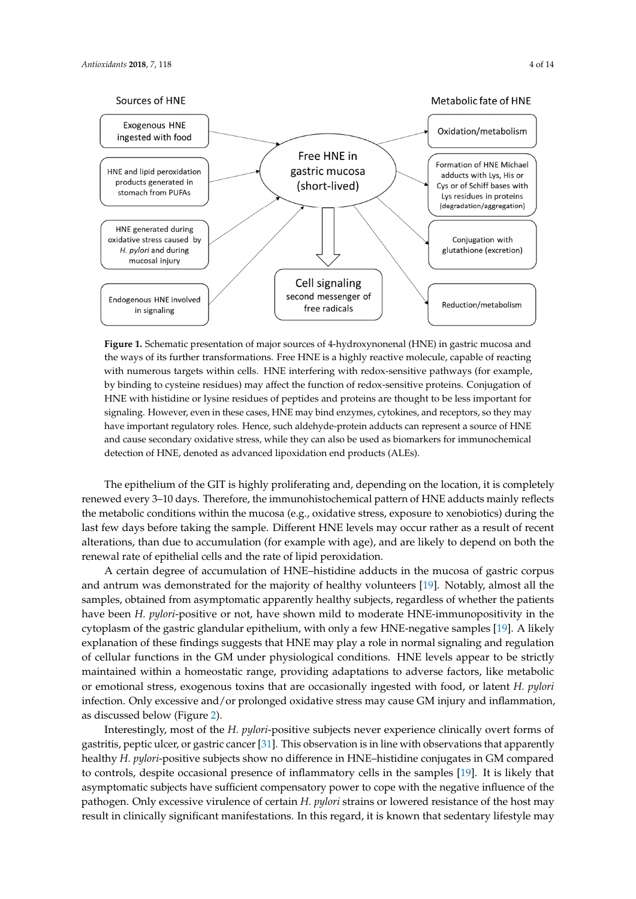**Figure 1.** Schematic presentation of major sources of 4-hydroxynonenal (HNE) in gastric mucosa and the ways of its further transformations. Free HNE is a highly reactive molecule, capable of reacting with numerous targets within cells. HNE interfering with redox-sensitive pathways (for example, by binding to cysteine residues) may affect the function of redox-sensitive proteins. Conjugation of HNE with histidine or lysine residues of peptides and proteins are thought to be less important for signaling. However, even in these cases, HNE may bind enzymes, cytokines, and receptors, so they may have important regulatory roles. Hence, such aldehyde-protein adducts can represent a source of HNE and cause secondary oxidative stress, while they can also be used as biomarkers for immunochemical detection of HNE, denoted as advanced lipoxidation end products (ALEs).

The epithelium of the GIT is highly proliferating and, depending on the location, it is completely renewed every 3–10 days. Therefore, the immunohistochemical pattern of HNE adducts mainly reflects the metabolic conditions within the mucosa (e.g., oxidative stress, exposure to xenobiotics) during the last few days before taking the sample. Different HNE levels may occur rather as a result of recent alterations, than due to accumulation (for example with age), and are likely to depend on both the renewal rate of epithelial cells and the rate of lipid peroxidation.

A certain degree of accumulation of HNE–histidine adducts in the mucosa of gastric corpus and antrum was demonstrated for the majority of healthy volunteers [19]. Notably, almost all the samples, obtained from asymptomatic apparently healthy subjects, regardless of whether the patients have been *H. pylori*-positive or not, have shown mild to moderate HNE-immunopositivity in the cytoplasm of the gastric glandular epithelium, with only a few HNE-negative samples [19]. A likely explanation of these findings suggests that HNE may play a role in normal signaling and regulation of cellular functions in the GM under physiological conditions. HNE levels appear to be strictly maintained within a homeostatic range, providing adaptations to adverse factors, like metabolic or emotional stress, exogenous toxins that are occasionally ingested with food, or latent *H. pylori* infection. Only excessive and/or prolonged oxidative stress may cause GM injury and inflammation, as discussed below (Figure 2).

Interestingly, most of the *H. pylori*-positive subjects never experience clinically overt forms of gastritis, peptic ulcer, or gastric cancer [31]. This observation is in line with observations that apparently healthy *H. pylori*-positive subjects show no difference in HNE–histidine conjugates in GM compared to controls, despite occasional presence of inflammatory cells in the samples [19]. It is likely that asymptomatic subjects have sufficient compensatory power to cope with the negative influence of the pathogen. Only excessive virulence of certain *H. pylori* strains or lowered resistance of the host may result in clinically significant manifestations. In this regard, it is known that sedentary lifestyle may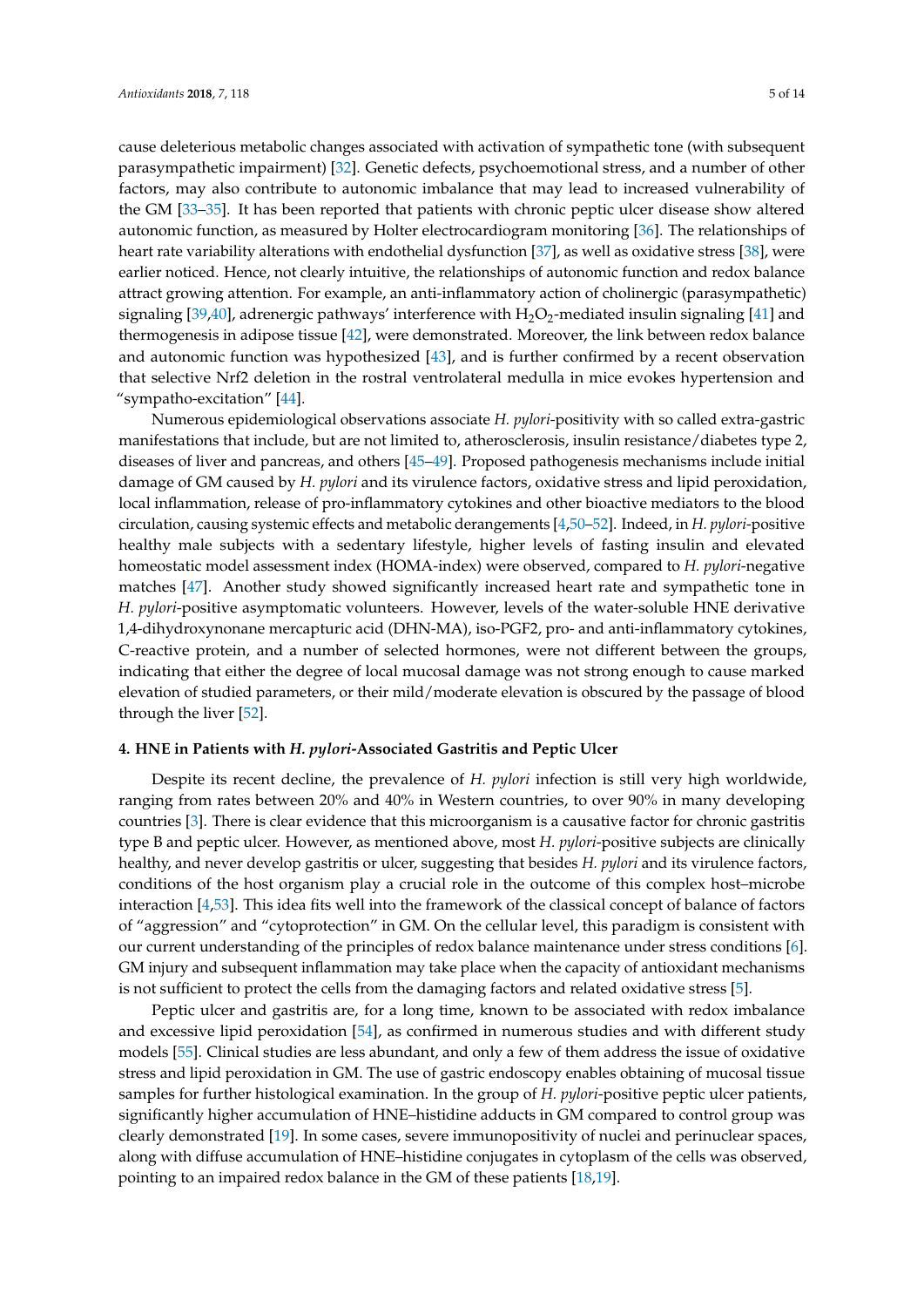cause deleterious metabolic changes associated with activation of sympathetic tone (with subsequent parasympathetic impairment) [32]. Genetic defects, psychoemotional stress, and a number of other factors, may also contribute to autonomic imbalance that may lead to increased vulnerability of the GM [33–35]. It has been reported that patients with chronic peptic ulcer disease show altered autonomic function, as measured by Holter electrocardiogram monitoring [36]. The relationships of heart rate variability alterations with endothelial dysfunction [37], as well as oxidative stress [38], were earlier noticed. Hence, not clearly intuitive, the relationships of autonomic function and redox balance attract growing attention. For example, an anti-inflammatory action of cholinergic (parasympathetic) signaling [39,40], adrenergic pathways' interference with $H_2O_2$-mediated insulin signaling [41] and thermogenesis in adipose tissue [42], were demonstrated. Moreover, the link between redox balance and autonomic function was hypothesized [43], and is further confirmed by a recent observation that selective Nrf2 deletion in the rostral ventrolateral medulla in mice evokes hypertension and "sympatho-excitation" [44].

Numerous epidemiological observations associate *H. pylori*-positivity with so called extra-gastric manifestations that include, but are not limited to, atherosclerosis, insulin resistance/diabetes type 2, diseases of liver and pancreas, and others [45–49]. Proposed pathogenesis mechanisms include initial damage of GM caused by *H. pylori* and its virulence factors, oxidative stress and lipid peroxidation, local inflammation, release of pro-inflammatory cytokines and other bioactive mediators to the blood circulation, causing systemic effects and metabolic derangements [4,50–52]. Indeed, in *H. pylori*-positive healthy male subjects with a sedentary lifestyle, higher levels of fasting insulin and elevated homeostatic model assessment index (HOMA-index) were observed, compared to *H. pylori*-negative matches [47]. Another study showed significantly increased heart rate and sympathetic tone in *H. pylori*-positive asymptomatic volunteers. However, levels of the water-soluble HNE derivative 1,4-dihydroxynonane mercapturic acid (DHN-MA), iso-PGF2, pro- and anti-inflammatory cytokines, C-reactive protein, and a number of selected hormones, were not different between the groups, indicating that either the degree of local mucosal damage was not strong enough to cause marked elevation of studied parameters, or their mild/moderate elevation is obscured by the passage of blood through the liver [52].

## 4. HNE in Patients with *H. pylori*-Associated Gastritis and Peptic Ulcer

Despite its recent decline, the prevalence of *H. pylori* infection is still very high worldwide, ranging from rates between 20% and 40% in Western countries, to over 90% in many developing countries [3]. There is clear evidence that this microorganism is a causative factor for chronic gastritis type B and peptic ulcer. However, as mentioned above, most *H. pylori*-positive subjects are clinically healthy, and never develop gastritis or ulcer, suggesting that besides *H. pylori* and its virulence factors, conditions of the host organism play a crucial role in the outcome of this complex host–microbe interaction [4,53]. This idea fits well into the framework of the classical concept of balance of factors of "aggression" and "cytoprotection" in GM. On the cellular level, this paradigm is consistent with our current understanding of the principles of redox balance maintenance under stress conditions [6]. GM injury and subsequent inflammation may take place when the capacity of antioxidant mechanisms is not sufficient to protect the cells from the damaging factors and related oxidative stress [5].

Peptic ulcer and gastritis are, for a long time, known to be associated with redox imbalance and excessive lipid peroxidation [54], as confirmed in numerous studies and with different study models [55]. Clinical studies are less abundant, and only a few of them address the issue of oxidative stress and lipid peroxidation in GM. The use of gastric endoscopy enables obtaining of mucosal tissue samples for further histological examination. In the group of *H. pylori*-positive peptic ulcer patients, significantly higher accumulation of HNE–histidine adducts in GM compared to control group was clearly demonstrated [19]. In some cases, severe immunopositivity of nuclei and perinuclear spaces, along with diffuse accumulation of HNE–histidine conjugates in cytoplasm of the cells was observed, pointing to an impaired redox balance in the GM of these patients [18,19].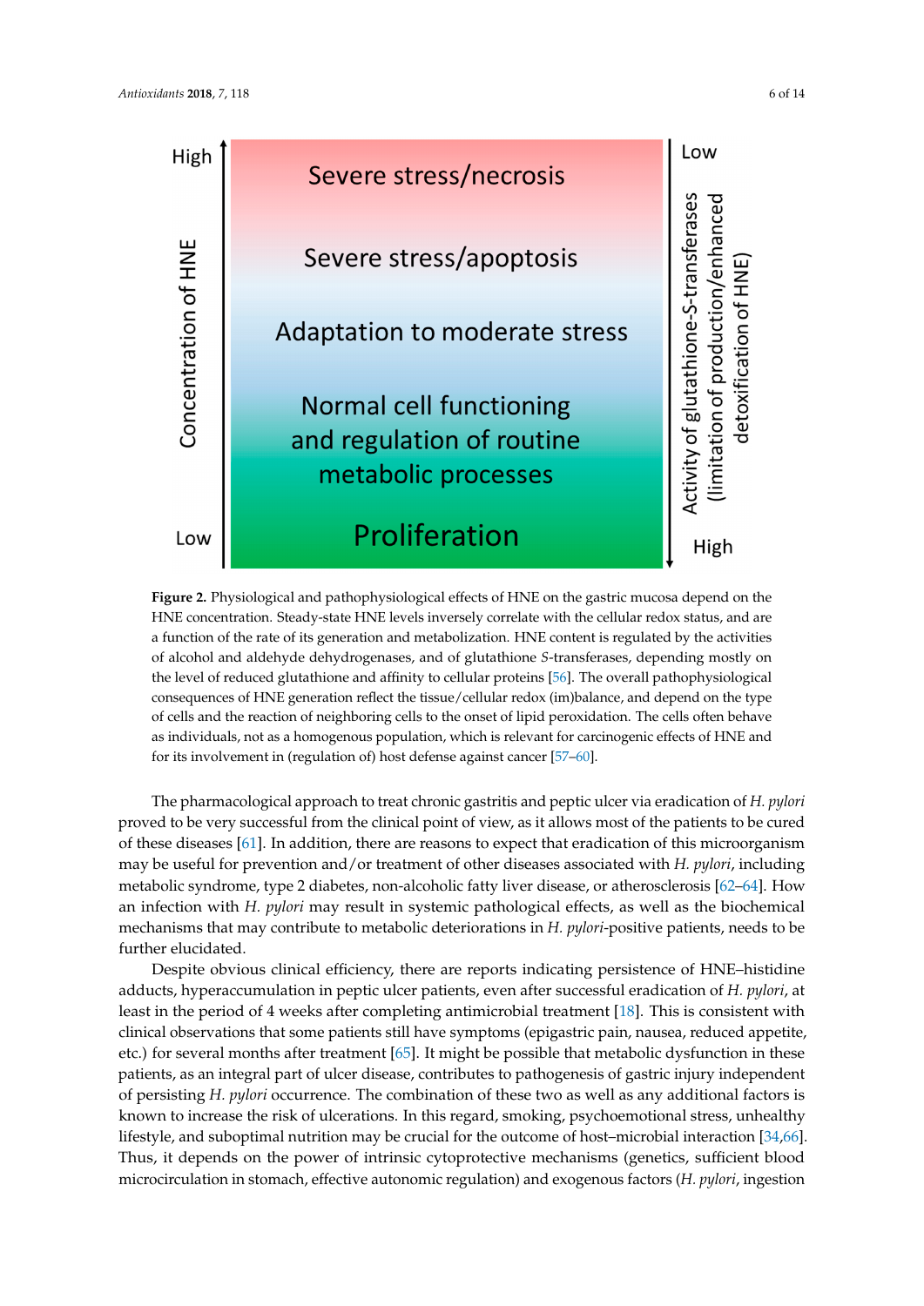**Figure 2.** Physiological and pathophysiological effects of HNE on the gastric mucosa depend on the HNE concentration. Steady-state HNE levels inversely correlate with the cellular redox status, and are a function of the rate of its generation and metabolization. HNE content is regulated by the activities of alcohol and aldehyde dehydrogenases, and of glutathione *S*-transferases, depending mostly on the level of reduced glutathione and affinity to cellular proteins [56]. The overall pathophysiological consequences of HNE generation reflect the tissue/cellular redox (im)balance, and depend on the type of cells and the reaction of neighboring cells to the onset of lipid peroxidation. The cells often behave as individuals, not as a homogenous population, which is relevant for carcinogenic effects of HNE and for its involvement in (regulation of) host defense against cancer [57–60].

The pharmacological approach to treat chronic gastritis and peptic ulcer via eradication of *H. pylori* proved to be very successful from the clinical point of view, as it allows most of the patients to be cured of these diseases [61]. In addition, there are reasons to expect that eradication of this microorganism may be useful for prevention and/or treatment of other diseases associated with *H. pylori*, including metabolic syndrome, type 2 diabetes, non-alcoholic fatty liver disease, or atherosclerosis [62–64]. How an infection with *H. pylori* may result in systemic pathological effects, as well as the biochemical mechanisms that may contribute to metabolic deteriorations in *H. pylori*-positive patients, needs to be further elucidated.

Despite obvious clinical efficiency, there are reports indicating persistence of HNE–histidine adducts, hyperaccumulation in peptic ulcer patients, even after successful eradication of *H. pylori*, at least in the period of 4 weeks after completing antimicrobial treatment [18]. This is consistent with clinical observations that some patients still have symptoms (epigastric pain, nausea, reduced appetite, etc.) for several months after treatment [65]. It might be possible that metabolic dysfunction in these patients, as an integral part of ulcer disease, contributes to pathogenesis of gastric injury independent of persisting *H. pylori* occurrence. The combination of these two as well as any additional factors is known to increase the risk of ulcerations. In this regard, smoking, psychoemotional stress, unhealthy lifestyle, and suboptimal nutrition may be crucial for the outcome of host–microbial interaction [34,66]. Thus, it depends on the power of intrinsic cytoprotective mechanisms (genetics, sufficient blood microcirculation in stomach, effective autonomic regulation) and exogenous factors (*H. pylori*, ingestion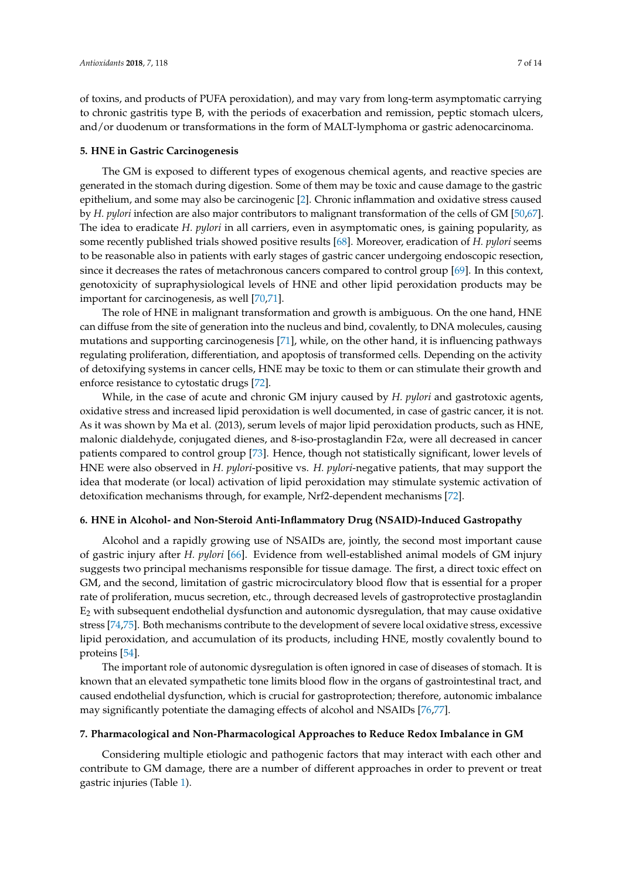of toxins, and products of PUFA peroxidation), and may vary from long-term asymptomatic carrying to chronic gastritis type B, with the periods of exacerbation and remission, peptic stomach ulcers, and/or duodenum or transformations in the form of MALT-lymphoma or gastric adenocarcinoma.

## 5. HNE in Gastric Carcinogenesis

The GM is exposed to different types of exogenous chemical agents, and reactive species are generated in the stomach during digestion. Some of them may be toxic and cause damage to the gastric epithelium, and some may also be carcinogenic [2]. Chronic inflammation and oxidative stress caused by *H. pylori* infection are also major contributors to malignant transformation of the cells of GM [50,67]. The idea to eradicate *H. pylori* in all carriers, even in asymptomatic ones, is gaining popularity, as some recently published trials showed positive results [68]. Moreover, eradication of *H. pylori* seems to be reasonable also in patients with early stages of gastric cancer undergoing endoscopic resection, since it decreases the rates of metachronous cancers compared to control group [69]. In this context, genotoxicity of supraphysiological levels of HNE and other lipid peroxidation products may be important for carcinogenesis, as well [70,71].

The role of HNE in malignant transformation and growth is ambiguous. On the one hand, HNE can diffuse from the site of generation into the nucleus and bind, covalently, to DNA molecules, causing mutations and supporting carcinogenesis [71], while, on the other hand, it is influencing pathways regulating proliferation, differentiation, and apoptosis of transformed cells. Depending on the activity of detoxifying systems in cancer cells, HNE may be toxic to them or can stimulate their growth and enforce resistance to cytostatic drugs [72].

While, in the case of acute and chronic GM injury caused by *H. pylori* and gastrotoxic agents, oxidative stress and increased lipid peroxidation is well documented, in case of gastric cancer, it is not. As it was shown by Ma et al. (2013), serum levels of major lipid peroxidation products, such as HNE, malonic dialdehyde, conjugated dienes, and 8-iso-prostaglandin F2$\alpha$, were all decreased in cancer patients compared to control group [73]. Hence, though not statistically significant, lower levels of HNE were also observed in *H. pylori*-positive vs. *H. pylori*-negative patients, that may support the idea that moderate (or local) activation of lipid peroxidation may stimulate systemic activation of detoxification mechanisms through, for example, Nrf2-dependent mechanisms [72].

## 6. HNE in Alcohol- and Non-Steroid Anti-Inflammatory Drug (NSAID)-Induced Gastropathy

Alcohol and a rapidly growing use of NSAIDs are, jointly, the second most important cause of gastric injury after *H. pylori* [66]. Evidence from well-established animal models of GM injury suggests two principal mechanisms responsible for tissue damage. The first, a direct toxic effect on GM, and the second, limitation of gastric microcirculatory blood flow that is essential for a proper rate of proliferation, mucus secretion, etc., through decreased levels of gastroprotective prostaglandin $E_2$ with subsequent endothelial dysfunction and autonomic dysregulation, that may cause oxidative stress [74,75]. Both mechanisms contribute to the development of severe local oxidative stress, excessive lipid peroxidation, and accumulation of its products, including HNE, mostly covalently bound to proteins [54].

The important role of autonomic dysregulation is often ignored in case of diseases of stomach. It is known that an elevated sympathetic tone limits blood flow in the organs of gastrointestinal tract, and caused endothelial dysfunction, which is crucial for gastroprotection; therefore, autonomic imbalance may significantly potentiate the damaging effects of alcohol and NSAIDs [76,77].

## 7. Pharmacological and Non-Pharmacological Approaches to Reduce Redox Imbalance in GM

Considering multiple etiologic and pathogenic factors that may interact with each other and contribute to GM damage, there are a number of different approaches in order to prevent or treat gastric injuries (Table 1).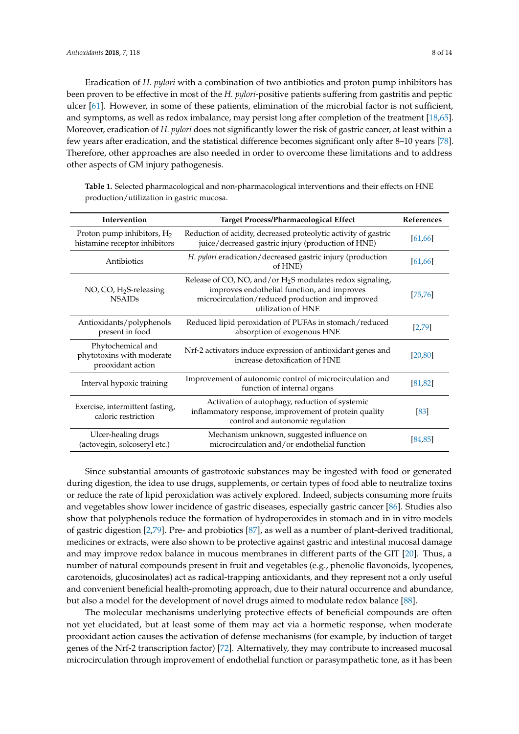Eradication of *H. pylori* with a combination of two antibiotics and proton pump inhibitors has been proven to be effective in most of the *H. pylori*-positive patients suffering from gastritis and peptic ulcer [61]. However, in some of these patients, elimination of the microbial factor is not sufficient, and symptoms, as well as redox imbalance, may persist long after completion of the treatment [18,65]. Moreover, eradication of *H. pylori* does not significantly lower the risk of gastric cancer, at least within a few years after eradication, and the statistical difference becomes significant only after 8–10 years [78]. Therefore, other approaches are also needed in order to overcome these limitations and to address other aspects of GM injury pathogenesis.

**Table 1.** Selected pharmacological and non-pharmacological interventions and their effects on HNE production/utilization in gastric mucosa.

| Intervention | Target Process/Pharmacological Effect | References |
|---|---|---|
| Proton pump inhibitors, $H_2$ histamine receptor inhibitors | Reduction of acidity, decreased proteolytic activity of gastric juice/decreased gastric injury (production of HNE) | [61,66] |
| Antibiotics | *H. pylori* eradication/decreased gastric injury (production of HNE) | [61,66] |
| NO, CO, $H_2S$-releasing NSAIDs | Release of CO, NO, and/or $H_2S$ modulates redox signaling, improves endothelial function, and improves microcirculation/reduced production and improved utilization of HNE | [75,76] |
| Antioxidants/polyphenols present in food | Reduced lipid peroxidation of PUFAs in stomach/reduced absorption of exogenous HNE | [2,79] |
| Phytochemical and phytotoxins with moderate prooxidant action | Nrf-2 activators induce expression of antioxidant genes and increase detoxification of HNE | [20,80] |
| Interval hypoxic training | Improvement of autonomic control of microcirculation and function of internal organs | [81,82] |
| Exercise, intermittent fasting, caloric restriction | Activation of autophagy, reduction of systemic inflammatory response, improvement of protein quality control and autonomic regulation | [83] |
| Ulcer-healing drugs (actovegin, solcoseryl etc.) | Mechanism unknown, suggested influence on microcirculation and/or endothelial function | [84,85] |

Since substantial amounts of gastrotoxic substances may be ingested with food or generated during digestion, the idea to use drugs, supplements, or certain types of food able to neutralize toxins or reduce the rate of lipid peroxidation was actively explored. Indeed, subjects consuming more fruits and vegetables show lower incidence of gastric diseases, especially gastric cancer [86]. Studies also show that polyphenols reduce the formation of hydroperoxides in stomach and in in vitro models of gastric digestion [2,79]. Pre- and probiotics [87], as well as a number of plant-derived traditional, medicines or extracts, were also shown to be protective against gastric and intestinal mucosal damage and may improve redox balance in mucous membranes in different parts of the GIT [20]. Thus, a number of natural compounds present in fruit and vegetables (e.g., phenolic flavonoids, lycopenes, carotenoids, glucosinolates) act as radical-trapping antioxidants, and they represent not a only useful and convenient beneficial health-promoting approach, due to their natural occurrence and abundance, but also a model for the development of novel drugs aimed to modulate redox balance [88].

The molecular mechanisms underlying protective effects of beneficial compounds are often not yet elucidated, but at least some of them may act via a hormetic response, when moderate prooxidant action causes the activation of defense mechanisms (for example, by induction of target genes of the Nrf-2 transcription factor) [72]. Alternatively, they may contribute to increased mucosal microcirculation through improvement of endothelial function or parasympathetic tone, as it has been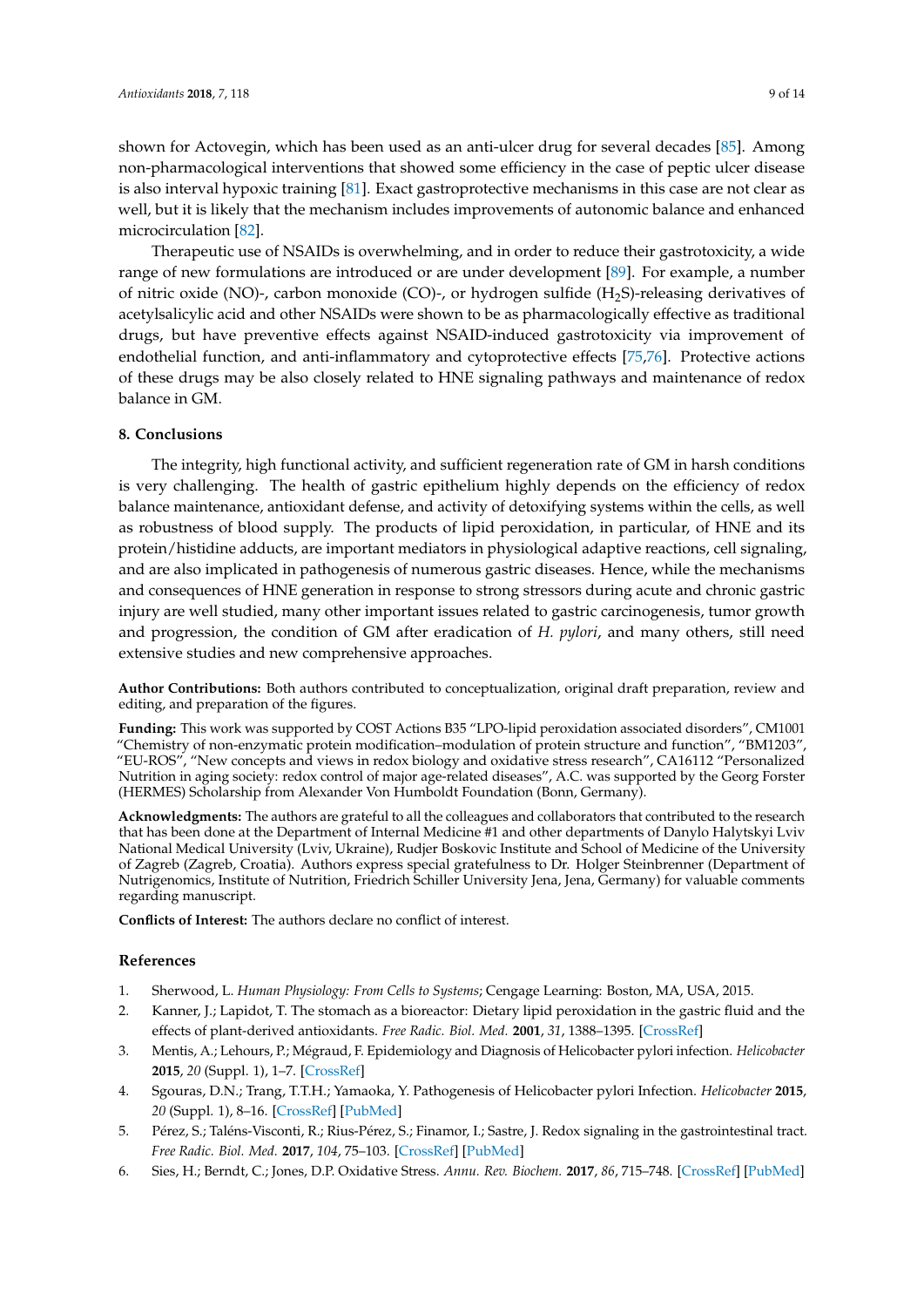shown for Actovegin, which has been used as an anti-ulcer drug for several decades [85]. Among non-pharmacological interventions that showed some efficiency in the case of peptic ulcer disease is also interval hypoxic training [81]. Exact gastroprotective mechanisms in this case are not clear as well, but it is likely that the mechanism includes improvements of autonomic balance and enhanced microcirculation [82].

Therapeutic use of NSAIDs is overwhelming, and in order to reduce their gastrotoxicity, a wide range of new formulations are introduced or are under development [89]. For example, a number of nitric oxide (NO)-, carbon monoxide (CO)-, or hydrogen sulfide ($H_2S$)-releasing derivatives of acetylsalicylic acid and other NSAIDs were shown to be as pharmacologically effective as traditional drugs, but have preventive effects against NSAID-induced gastrotoxicity via improvement of endothelial function, and anti-inflammatory and cytoprotective effects [75,76]. Protective actions of these drugs may be also closely related to HNE signaling pathways and maintenance of redox balance in GM.

## 8. Conclusions

The integrity, high functional activity, and sufficient regeneration rate of GM in harsh conditions is very challenging. The health of gastric epithelium highly depends on the efficiency of redox balance maintenance, antioxidant defense, and activity of detoxifying systems within the cells, as well as robustness of blood supply. The products of lipid peroxidation, in particular, of HNE and its protein/histidine adducts, are important mediators in physiological adaptive reactions, cell signaling, and are also implicated in pathogenesis of numerous gastric diseases. Hence, while the mechanisms and consequences of HNE generation in response to strong stressors during acute and chronic gastric injury are well studied, many other important issues related to gastric carcinogenesis, tumor growth and progression, the condition of GM after eradication of *H. pylori*, and many others, still need extensive studies and new comprehensive approaches.

**Author Contributions:** Both authors contributed to conceptualization, original draft preparation, review and editing, and preparation of the figures.

**Funding:** This work was supported by COST Actions B35 "LPO-lipid peroxidation associated disorders", CM1001 "Chemistry of non-enzymatic protein modification–modulation of protein structure and function", "BM1203", "EU-ROS", "New concepts and views in redox biology and oxidative stress research", CA16112 "Personalized Nutrition in aging society: redox control of major age-related diseases", A.C. was supported by the Georg Forster (HERMES) Scholarship from Alexander Von Humboldt Foundation (Bonn, Germany).

**Acknowledgments:** The authors are grateful to all the colleagues and collaborators that contributed to the research that has been done at the Department of Internal Medicine #1 and other departments of Danylo Halytskyi Lviv National Medical University (Lviv, Ukraine), Rudjer Boskovic Institute and School of Medicine of the University of Zagreb (Zagreb, Croatia). Authors express special gratefulness to Dr. Holger Steinbrenner (Department of Nutrigenomics, Institute of Nutrition, Friedrich Schiller University Jena, Jena, Germany) for valuable comments regarding manuscript.

**Conflicts of Interest:** The authors declare no conflict of interest.

## References

1. Sherwood, L. *Human Physiology: From Cells to Systems*; Cengage Learning: Boston, MA, USA, 2015.
2. Kanner, J.; Lapidot, T. The stomach as a bioreactor: Dietary lipid peroxidation in the gastric fluid and the effects of plant-derived antioxidants. *Free Radic. Biol. Med.* **2001**, *31*, 1388–1395. [CrossRef]
3. Mentis, A.; Lehours, P.; Mégraud, F. Epidemiology and Diagnosis of Helicobacter pylori infection. *Helicobacter* **2015**, *20* (Suppl. 1), 1–7. [CrossRef]
4. Sgouras, D.N.; Trang, T.T.H.; Yamaoka, Y. Pathogenesis of Helicobacter pylori Infection. *Helicobacter* **2015**, *20* (Suppl. 1), 8–16. [CrossRef] [PubMed]
5. Pérez, S.; Taléns-Visconti, R.; Rius-Pérez, S.; Finamor, I.; Sastre, J. Redox signaling in the gastrointestinal tract. *Free Radic. Biol. Med.* **2017**, *104*, 75–103. [CrossRef] [PubMed]
6. Sies, H.; Berndt, C.; Jones, D.P. Oxidative Stress. *Annu. Rev. Biochem.* **2017**, *86*, 715–748. [CrossRef] [PubMed]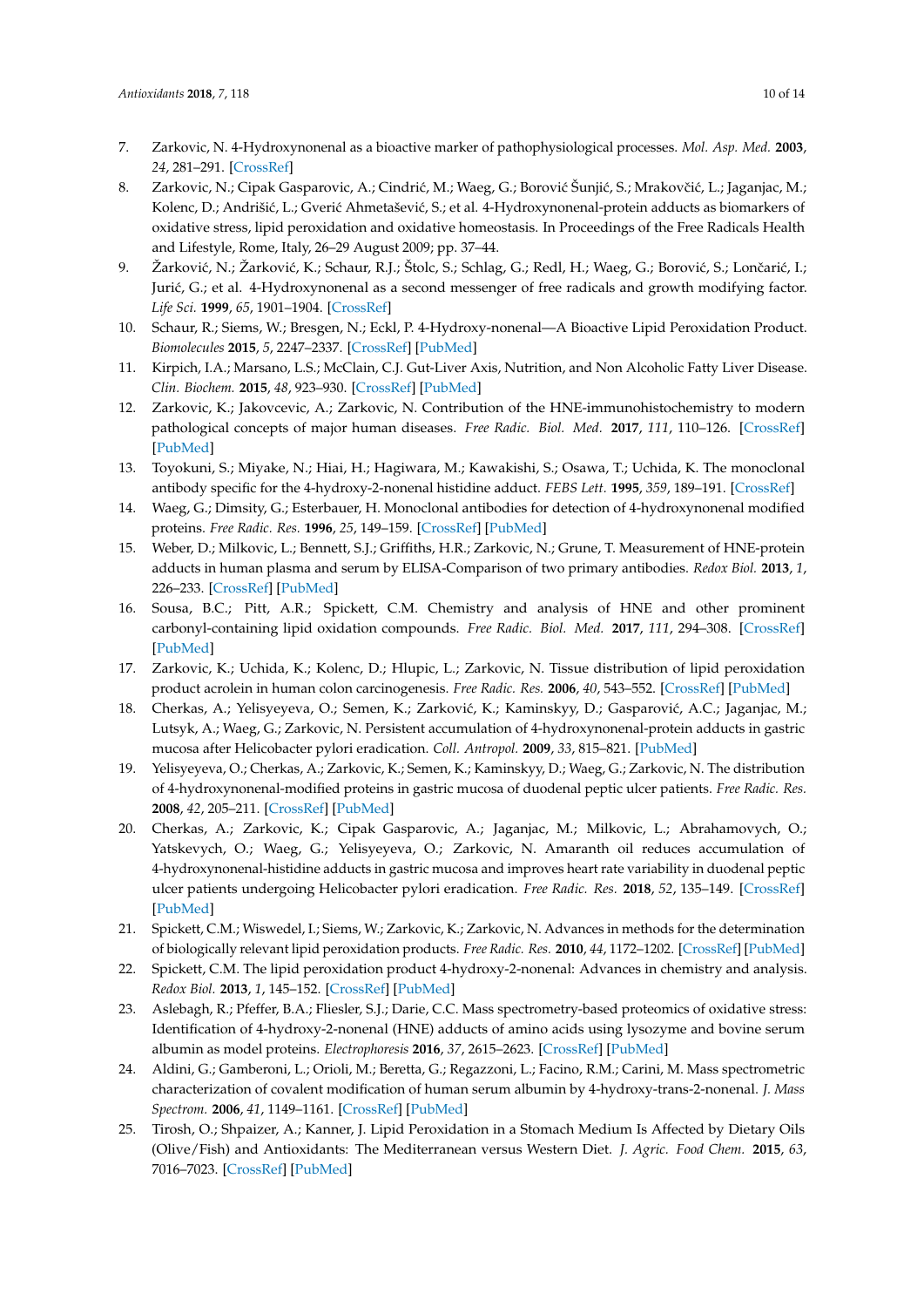7. Zarkovic, N. 4-Hydroxynonenal as a bioactive marker of pathophysiological processes. *Mol. Asp. Med.* **2003**, *24*, 281–291. [CrossRef]
8. Zarkovic, N.; Cipak Gasparovic, A.; Cindrić, M.; Waeg, G.; Borović Šunjić, S.; Mrakovčić, L.; Jaganjac, M.; Kolenc, D.; Andrišić, L.; Gverić Ahmetašević, S.; et al. 4-Hydroxynonenal-protein adducts as biomarkers of oxidative stress, lipid peroxidation and oxidative homeostasis. In Proceedings of the Free Radicals Health and Lifestyle, Rome, Italy, 26–29 August 2009; pp. 37–44.
9. Žarković, N.; Žarković, K.; Schaur, R.J.; Štolc, S.; Schlag, G.; Redl, H.; Waeg, G.; Borović, S.; Lončarić, I.; Jurić, G.; et al. 4-Hydroxynonenal as a second messenger of free radicals and growth modifying factor. *Life Sci.* **1999**, *65*, 1901–1904. [CrossRef]
10. Schaur, R.; Siems, W.; Bresgen, N.; Eckl, P. 4-Hydroxy-nonenal—A Bioactive Lipid Peroxidation Product. *Biomolecules* **2015**, *5*, 2247–2337. [CrossRef] [PubMed]
11. Kirpich, I.A.; Marsano, L.S.; McClain, C.J. Gut-Liver Axis, Nutrition, and Non Alcoholic Fatty Liver Disease. *Clin. Biochem.* **2015**, *48*, 923–930. [CrossRef] [PubMed]
12. Zarkovic, K.; Jakovcevic, A.; Zarkovic, N. Contribution of the HNE-immunohistochemistry to modern pathological concepts of major human diseases. *Free Radic. Biol. Med.* **2017**, *111*, 110–126. [CrossRef] [PubMed]
13. Toyokuni, S.; Miyake, N.; Hiai, H.; Hagiwara, M.; Kawakishi, S.; Osawa, T.; Uchida, K. The monoclonal antibody specific for the 4-hydroxy-2-nonenal histidine adduct. *FEBS Lett.* **1995**, *359*, 189–191. [CrossRef]
14. Waeg, G.; Dimsity, G.; Esterbauer, H. Monoclonal antibodies for detection of 4-hydroxynonenal modified proteins. *Free Radic. Res.* **1996**, *25*, 149–159. [CrossRef] [PubMed]
15. Weber, D.; Milkovic, L.; Bennett, S.J.; Griffiths, H.R.; Zarkovic, N.; Grune, T. Measurement of HNE-protein adducts in human plasma and serum by ELISA-Comparison of two primary antibodies. *Redox Biol.* **2013**, *1*, 226–233. [CrossRef] [PubMed]
16. Sousa, B.C.; Pitt, A.R.; Spickett, C.M. Chemistry and analysis of HNE and other prominent carbonyl-containing lipid oxidation compounds. *Free Radic. Biol. Med.* **2017**, *111*, 294–308. [CrossRef] [PubMed]
17. Zarkovic, K.; Uchida, K.; Kolenc, D.; Hlupic, L.; Zarkovic, N. Tissue distribution of lipid peroxidation product acrolein in human colon carcinogenesis. *Free Radic. Res.* **2006**, *40*, 543–552. [CrossRef] [PubMed]
18. Cherkas, A.; Yelisyeyeva, O.; Semen, K.; Zarković, K.; Kaminskyy, D.; Gasparović, A.C.; Jaganjac, M.; Lutsyk, A.; Waeg, G.; Zarkovic, N. Persistent accumulation of 4-hydroxynonenal-protein adducts in gastric mucosa after Helicobacter pylori eradication. *Coll. Antropol.* **2009**, *33*, 815–821. [PubMed]
19. Yelisyeyeva, O.; Cherkas, A.; Zarkovic, K.; Semen, K.; Kaminskyy, D.; Waeg, G.; Zarkovic, N. The distribution of 4-hydroxynonenal-modified proteins in gastric mucosa of duodenal peptic ulcer patients. *Free Radic. Res.* **2008**, *42*, 205–211. [CrossRef] [PubMed]
20. Cherkas, A.; Zarkovic, K.; Cipak Gasparovic, A.; Jaganjac, M.; Milkovic, L.; Abrahamovych, O.; Yatskevych, O.; Waeg, G.; Yelisyeyeva, O.; Zarkovic, N. Amaranth oil reduces accumulation of 4-hydroxynonenal-histidine adducts in gastric mucosa and improves heart rate variability in duodenal peptic ulcer patients undergoing Helicobacter pylori eradication. *Free Radic. Res.* **2018**, *52*, 135–149. [CrossRef] [PubMed]
21. Spickett, C.M.; Wiswedel, I.; Siems, W.; Zarkovic, K.; Zarkovic, N. Advances in methods for the determination of biologically relevant lipid peroxidation products. *Free Radic. Res.* **2010**, *44*, 1172–1202. [CrossRef] [PubMed]
22. Spickett, C.M. The lipid peroxidation product 4-hydroxy-2-nonenal: Advances in chemistry and analysis. *Redox Biol.* **2013**, *1*, 145–152. [CrossRef] [PubMed]
23. Aslebagh, R.; Pfeffer, B.A.; Fliesler, S.J.; Darie, C.C. Mass spectrometry-based proteomics of oxidative stress: Identification of 4-hydroxy-2-nonenal (HNE) adducts of amino acids using lysozyme and bovine serum albumin as model proteins. *Electrophoresis* **2016**, *37*, 2615–2623. [CrossRef] [PubMed]
24. Aldini, G.; Gamberoni, L.; Orioli, M.; Beretta, G.; Regazzoni, L.; Facino, R.M.; Carini, M. Mass spectrometric characterization of covalent modification of human serum albumin by 4-hydroxy-trans-2-nonenal. *J. Mass Spectrom.* **2006**, *41*, 1149–1161. [CrossRef] [PubMed]
25. Tirosh, O.; Shpaizer, A.; Kanner, J. Lipid Peroxidation in a Stomach Medium Is Affected by Dietary Oils (Olive/Fish) and Antioxidants: The Mediterranean versus Western Diet. *J. Agric. Food Chem.* **2015**, *63*, 7016–7023. [CrossRef] [PubMed]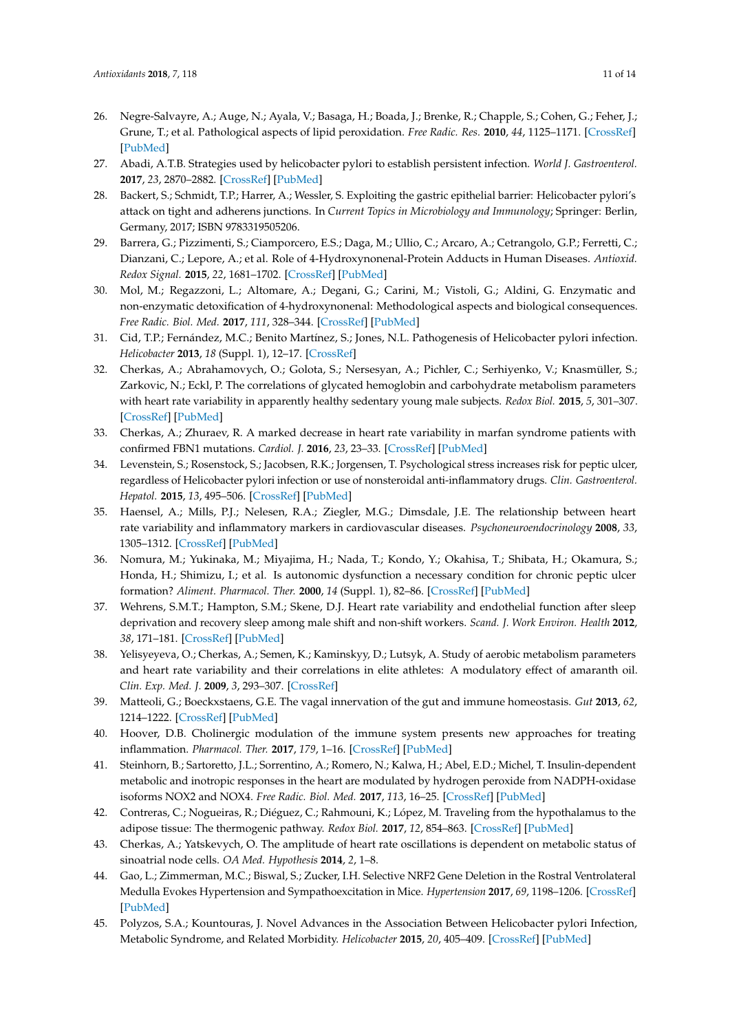26. Negre-Salvayre, A.; Auge, N.; Ayala, V.; Basaga, H.; Boada, J.; Brenke, R.; Chapple, S.; Cohen, G.; Feher, J.; Grune, T.; et al. Pathological aspects of lipid peroxidation. *Free Radic. Res.* **2010**, *44*, 1125–1171. [CrossRef] [PubMed]
27. Abadi, A.T.B. Strategies used by helicobacter pylori to establish persistent infection. *World J. Gastroenterol.* **2017**, *23*, 2870–2882. [CrossRef] [PubMed]
28. Backert, S.; Schmidt, T.P.; Harrer, A.; Wessler, S. Exploiting the gastric epithelial barrier: Helicobacter pylori's attack on tight and adherens junctions. In *Current Topics in Microbiology and Immunology*; Springer: Berlin, Germany, 2017; ISBN 9783319505206.
29. Barrera, G.; Pizzimenti, S.; Ciamporcero, E.S.; Daga, M.; Ullio, C.; Arcaro, A.; Cetrangolo, G.P.; Ferretti, C.; Dianzani, C.; Lepore, A.; et al. Role of 4-Hydroxynonenal-Protein Adducts in Human Diseases. *Antioxid. Redox Signal.* **2015**, *22*, 1681–1702. [CrossRef] [PubMed]
30. Mol, M.; Regazzoni, L.; Altomare, A.; Degani, G.; Carini, M.; Vistoli, G.; Aldini, G. Enzymatic and non-enzymatic detoxification of 4-hydroxynonenal: Methodological aspects and biological consequences. *Free Radic. Biol. Med.* **2017**, *111*, 328–344. [CrossRef] [PubMed]
31. Cid, T.P.; Fernández, M.C.; Benito Martínez, S.; Jones, N.L. Pathogenesis of Helicobacter pylori infection. *Helicobacter* **2013**, *18* (Suppl. 1), 12–17. [CrossRef]
32. Cherkas, A.; Abrahamovych, O.; Golota, S.; Nersesyan, A.; Pichler, C.; Serhiyenko, V.; Knasmüller, S.; Zarkovic, N.; Eckl, P. The correlations of glycated hemoglobin and carbohydrate metabolism parameters with heart rate variability in apparently healthy sedentary young male subjects. *Redox Biol.* **2015**, *5*, 301–307. [CrossRef] [PubMed]
33. Cherkas, A.; Zhuraev, R. A marked decrease in heart rate variability in marfan syndrome patients with confirmed FBN1 mutations. *Cardiol. J.* **2016**, *23*, 23–33. [CrossRef] [PubMed]
34. Levenstein, S.; Rosenstock, S.; Jacobsen, R.K.; Jorgensen, T. Psychological stress increases risk for peptic ulcer, regardless of Helicobacter pylori infection or use of nonsteroidal anti-inflammatory drugs. *Clin. Gastroenterol. Hepatol.* **2015**, *13*, 495–506. [CrossRef] [PubMed]
35. Haensel, A.; Mills, P.J.; Nelesen, R.A.; Ziegler, M.G.; Dimsdale, J.E. The relationship between heart rate variability and inflammatory markers in cardiovascular diseases. *Psychoneuroendocrinology* **2008**, *33*, 1305–1312. [CrossRef] [PubMed]
36. Nomura, M.; Yukinaka, M.; Miyajima, H.; Nada, T.; Kondo, Y.; Okahisa, T.; Shibata, H.; Okamura, S.; Honda, H.; Shimizu, I.; et al. Is autonomic dysfunction a necessary condition for chronic peptic ulcer formation? *Aliment. Pharmacol. Ther.* **2000**, *14* (Suppl. 1), 82–86. [CrossRef] [PubMed]
37. Wehrens, S.M.T.; Hampton, S.M.; Skene, D.J. Heart rate variability and endothelial function after sleep deprivation and recovery sleep among male shift and non-shift workers. *Scand. J. Work Environ. Health* **2012**, *38*, 171–181. [CrossRef] [PubMed]
38. Yelisyeyeva, O.; Cherkas, A.; Semen, K.; Kaminskyy, D.; Lutsyk, A. Study of aerobic metabolism parameters and heart rate variability and their correlations in elite athletes: A modulatory effect of amaranth oil. *Clin. Exp. Med. J.* **2009**, *3*, 293–307. [CrossRef]
39. Matteoli, G.; Boeckxstaens, G.E. The vagal innervation of the gut and immune homeostasis. *Gut* **2013**, *62*, 1214–1222. [CrossRef] [PubMed]
40. Hoover, D.B. Cholinergic modulation of the immune system presents new approaches for treating inflammation. *Pharmacol. Ther.* **2017**, *179*, 1–16. [CrossRef] [PubMed]
41. Steinhorn, B.; Sartoretto, J.L.; Sorrentino, A.; Romero, N.; Kalwa, H.; Abel, E.D.; Michel, T. Insulin-dependent metabolic and inotropic responses in the heart are modulated by hydrogen peroxide from NADPH-oxidase isoforms NOX2 and NOX4. *Free Radic. Biol. Med.* **2017**, *113*, 16–25. [CrossRef] [PubMed]
42. Contreras, C.; Nogueiras, R.; Diéguez, C.; Rahmouni, K.; López, M. Traveling from the hypothalamus to the adipose tissue: The thermogenic pathway. *Redox Biol.* **2017**, *12*, 854–863. [CrossRef] [PubMed]
43. Cherkas, A.; Yatskevych, O. The amplitude of heart rate oscillations is dependent on metabolic status of sinoatrial node cells. *OA Med. Hypothesis* **2014**, *2*, 1–8.
44. Gao, L.; Zimmerman, M.C.; Biswal, S.; Zucker, I.H. Selective NRF2 Gene Deletion in the Rostral Ventrolateral Medulla Evokes Hypertension and Sympathoexcitation in Mice. *Hypertension* **2017**, *69*, 1198–1206. [CrossRef] [PubMed]
45. Polyzos, S.A.; Kountouras, J. Novel Advances in the Association Between Helicobacter pylori Infection, Metabolic Syndrome, and Related Morbidity. *Helicobacter* **2015**, *20*, 405–409. [CrossRef] [PubMed]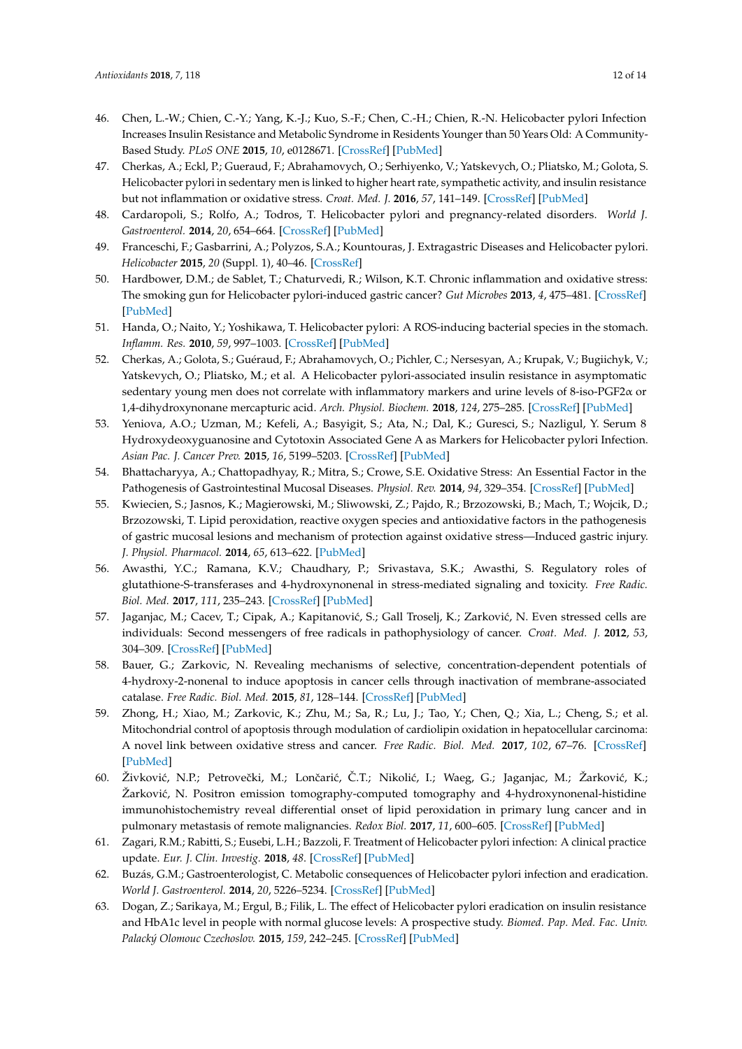46. Chen, L.-W.; Chien, C.-Y.; Yang, K.-J.; Kuo, S.-F.; Chen, C.-H.; Chien, R.-N. Helicobacter pylori Infection Increases Insulin Resistance and Metabolic Syndrome in Residents Younger than 50 Years Old: A Community-Based Study. *PLoS ONE* **2015**, *10*, e0128671. [CrossRef] [PubMed]
47. Cherkas, A.; Eckl, P.; Gueraud, F.; Abrahamovych, O.; Serhiyenko, V.; Yatskevych, O.; Pliatsko, M.; Golota, S. Helicobacter pylori in sedentary men is linked to higher heart rate, sympathetic activity, and insulin resistance but not inflammation or oxidative stress. *Croat. Med. J.* **2016**, *57*, 141–149. [CrossRef] [PubMed]
48. Cardaropoli, S.; Rolfo, A.; Todros, T. Helicobacter pylori and pregnancy-related disorders. *World J. Gastroenterol.* **2014**, *20*, 654–664. [CrossRef] [PubMed]
49. Franceschi, F.; Gasbarrini, A.; Polyzos, S.A.; Kountouras, J. Extragastric Diseases and Helicobacter pylori. *Helicobacter* **2015**, *20* (Suppl. 1), 40–46. [CrossRef]
50. Hardbower, D.M.; de Sablet, T.; Chaturvedi, R.; Wilson, K.T. Chronic inflammation and oxidative stress: The smoking gun for Helicobacter pylori-induced gastric cancer? *Gut Microbes* **2013**, *4*, 475–481. [CrossRef] [PubMed]
51. Handa, O.; Naito, Y.; Yoshikawa, T. Helicobacter pylori: A ROS-inducing bacterial species in the stomach. *Inflamm. Res.* **2010**, *59*, 997–1003. [CrossRef] [PubMed]
52. Cherkas, A.; Golota, S.; Guéraud, F.; Abrahamovych, O.; Pichler, C.; Nersesyan, A.; Krupak, V.; Bugiichyk, V.; Yatskevych, O.; Pliatsko, M.; et al. A Helicobacter pylori-associated insulin resistance in asymptomatic sedentary young men does not correlate with inflammatory markers and urine levels of 8-iso-PGF2α or 1,4-dihydroxynonane mercapturic acid. *Arch. Physiol. Biochem.* **2018**, *124*, 275–285. [CrossRef] [PubMed]
53. Yeniova, A.O.; Uzman, M.; Kefeli, A.; Basyigit, S.; Ata, N.; Dal, K.; Guresci, S.; Nazligul, Y. Serum 8 Hydroxydeoxyguanosine and Cytotoxin Associated Gene A as Markers for Helicobacter pylori Infection. *Asian Pac. J. Cancer Prev.* **2015**, *16*, 5199–5203. [CrossRef] [PubMed]
54. Bhattacharyya, A.; Chattopadhyay, R.; Mitra, S.; Crowe, S.E. Oxidative Stress: An Essential Factor in the Pathogenesis of Gastrointestinal Mucosal Diseases. *Physiol. Rev.* **2014**, *94*, 329–354. [CrossRef] [PubMed]
55. Kwiecien, S.; Jasnos, K.; Magierowski, M.; Sliwowski, Z.; Pajdo, R.; Brzozowski, B.; Mach, T.; Wojcik, D.; Brzozowski, T. Lipid peroxidation, reactive oxygen species and antioxidative factors in the pathogenesis of gastric mucosal lesions and mechanism of protection against oxidative stress—Induced gastric injury. *J. Physiol. Pharmacol.* **2014**, *65*, 613–622. [PubMed]
56. Awasthi, Y.C.; Ramana, K.V.; Chaudhary, P.; Srivastava, S.K.; Awasthi, S. Regulatory roles of glutathione-S-transferases and 4-hydroxynonenal in stress-mediated signaling and toxicity. *Free Radic. Biol. Med.* **2017**, *111*, 235–243. [CrossRef] [PubMed]
57. Jaganjac, M.; Cacev, T.; Cipak, A.; Kapitanović, S.; Gall Troselj, K.; Zarković, N. Even stressed cells are individuals: Second messengers of free radicals in pathophysiology of cancer. *Croat. Med. J.* **2012**, *53*, 304–309. [CrossRef] [PubMed]
58. Bauer, G.; Zarkovic, N. Revealing mechanisms of selective, concentration-dependent potentials of 4-hydroxy-2-nonenal to induce apoptosis in cancer cells through inactivation of membrane-associated catalase. *Free Radic. Biol. Med.* **2015**, *81*, 128–144. [CrossRef] [PubMed]
59. Zhong, H.; Xiao, M.; Zarkovic, K.; Zhu, M.; Sa, R.; Lu, J.; Tao, Y.; Chen, Q.; Xia, L.; Cheng, S.; et al. Mitochondrial control of apoptosis through modulation of cardiolipin oxidation in hepatocellular carcinoma: A novel link between oxidative stress and cancer. *Free Radic. Biol. Med.* **2017**, *102*, 67–76. [CrossRef] [PubMed]
60. Živković, N.P.; Petrovečki, M.; Lončarić, Č.T.; Nikolić, I.; Waeg, G.; Jaganjac, M.; Žarković, K.; Žarković, N. Positron emission tomography-computed tomography and 4-hydroxynonenal-histidine immunohistochemistry reveal differential onset of lipid peroxidation in primary lung cancer and in pulmonary metastasis of remote malignancies. *Redox Biol.* **2017**, *11*, 600–605. [CrossRef] [PubMed]
61. Zagari, R.M.; Rabitti, S.; Eusebi, L.H.; Bazzoli, F. Treatment of Helicobacter pylori infection: A clinical practice update. *Eur. J. Clin. Investig.* **2018**, *48*. [CrossRef] [PubMed]
62. Buzás, G.M.; Gastroenterologist, C. Metabolic consequences of Helicobacter pylori infection and eradication. *World J. Gastroenterol.* **2014**, *20*, 5226–5234. [CrossRef] [PubMed]
63. Dogan, Z.; Sarikaya, M.; Ergul, B.; Filik, L. The effect of Helicobacter pylori eradication on insulin resistance and HbA1c level in people with normal glucose levels: A prospective study. *Biomed. Pap. Med. Fac. Univ. Palacký Olomouc Czechoslov.* **2015**, *159*, 242–245. [CrossRef] [PubMed]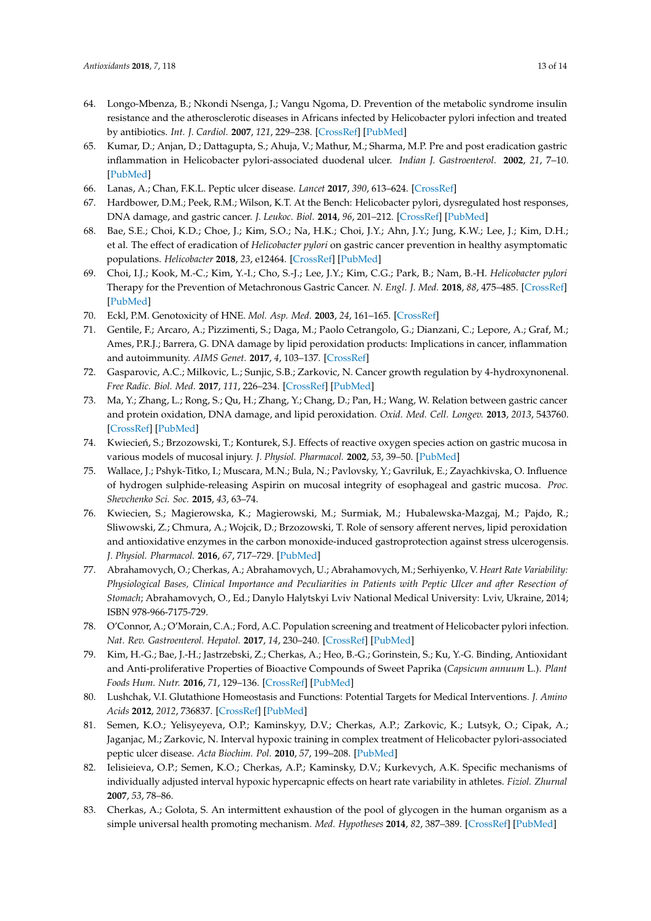64. Longo-Mbenza, B.; Nkondi Nsenga, J.; Vangu Ngoma, D. Prevention of the metabolic syndrome insulin resistance and the atherosclerotic diseases in Africans infected by Helicobacter pylori infection and treated by antibiotics. *Int. J. Cardiol.* **2007**, *121*, 229–238. [CrossRef] [PubMed]
65. Kumar, D.; Anjan, D.; Dattagupta, S.; Ahuja, V.; Mathur, M.; Sharma, M.P. Pre and post eradication gastric inflammation in Helicobacter pylori-associated duodenal ulcer. *Indian J. Gastroenterol.* **2002**, *21*, 7–10. [PubMed]
66. Lanas, A.; Chan, F.K.L. Peptic ulcer disease. *Lancet* **2017**, *390*, 613–624. [CrossRef]
67. Hardbower, D.M.; Peek, R.M.; Wilson, K.T. At the Bench: Helicobacter pylori, dysregulated host responses, DNA damage, and gastric cancer. *J. Leukoc. Biol.* **2014**, *96*, 201–212. [CrossRef] [PubMed]
68. Bae, S.E.; Choi, K.D.; Choe, J.; Kim, S.O.; Na, H.K.; Choi, J.Y.; Ahn, J.Y.; Jung, K.W.; Lee, J.; Kim, D.H.; et al. The effect of eradication of *Helicobacter pylori* on gastric cancer prevention in healthy asymptomatic populations. *Helicobacter* **2018**, *23*, e12464. [CrossRef] [PubMed]
69. Choi, I.J.; Kook, M.-C.; Kim, Y.-I.; Cho, S.-J.; Lee, J.Y.; Kim, C.G.; Park, B.; Nam, B.-H. *Helicobacter pylori* Therapy for the Prevention of Metachronous Gastric Cancer. *N. Engl. J. Med.* **2018**, *88*, 475–485. [CrossRef] [PubMed]
70. Eckl, P.M. Genotoxicity of HNE. *Mol. Asp. Med.* **2003**, *24*, 161–165. [CrossRef]
71. Gentile, F.; Arcaro, A.; Pizzimenti, S.; Daga, M.; Paolo Cetrangolo, G.; Dianzani, C.; Lepore, A.; Graf, M.; Ames, P.R.J.; Barrera, G. DNA damage by lipid peroxidation products: Implications in cancer, inflammation and autoimmunity. *AIMS Genet.* **2017**, *4*, 103–137. [CrossRef]
72. Gasparovic, A.C.; Milkovic, L.; Sunjic, S.B.; Zarkovic, N. Cancer growth regulation by 4-hydroxynonenal. *Free Radic. Biol. Med.* **2017**, *111*, 226–234. [CrossRef] [PubMed]
73. Ma, Y.; Zhang, L.; Rong, S.; Qu, H.; Zhang, Y.; Chang, D.; Pan, H.; Wang, W. Relation between gastric cancer and protein oxidation, DNA damage, and lipid peroxidation. *Oxid. Med. Cell. Longev.* **2013**, *2013*, 543760. [CrossRef] [PubMed]
74. Kwiecień, S.; Brzozowski, T.; Konturek, S.J. Effects of reactive oxygen species action on gastric mucosa in various models of mucosal injury. *J. Physiol. Pharmacol.* **2002**, *53*, 39–50. [PubMed]
75. Wallace, J.; Pshyk-Titko, I.; Muscara, M.N.; Bula, N.; Pavlovsky, Y.; Gavriluk, E.; Zayachkivska, O. Influence of hydrogen sulphide-releasing Aspirin on mucosal integrity of esophageal and gastric mucosa. *Proc. Shevchenko Sci. Soc.* **2015**, *43*, 63–74.
76. Kwiecien, S.; Magierowska, K.; Magierowski, M.; Surmiak, M.; Hubalewska-Mazgaj, M.; Pajdo, R.; Sliwowski, Z.; Chmura, A.; Wojcik, D.; Brzozowski, T. Role of sensory afferent nerves, lipid peroxidation and antioxidative enzymes in the carbon monoxide-induced gastroprotection against stress ulcerogensis. *J. Physiol. Pharmacol.* **2016**, *67*, 717–729. [PubMed]
77. Abrahamovych, O.; Cherkas, A.; Abrahamovych, U.; Abrahamovych, M.; Serhiyenko, V. *Heart Rate Variability: Physiological Bases, Clinical Importance and Peculiarities in Patients with Peptic Ulcer and after Resection of Stomach*; Abrahamovych, O., Ed.; Danylo Halytskyi Lviv National Medical University: Lviv, Ukraine, 2014; ISBN 978-966-7175-729.
78. O'Connor, A.; O'Morain, C.A.; Ford, A.C. Population screening and treatment of Helicobacter pylori infection. *Nat. Rev. Gastroenterol. Hepatol.* **2017**, *14*, 230–240. [CrossRef] [PubMed]
79. Kim, H.-G.; Bae, J.-H.; Jastrzebski, Z.; Cherkas, A.; Heo, B.-G.; Gorinstein, S.; Ku, Y.-G. Binding, Antioxidant and Anti-proliferative Properties of Bioactive Compounds of Sweet Paprika (*Capsicum annuum* L.). *Plant Foods Hum. Nutr.* **2016**, *71*, 129–136. [CrossRef] [PubMed]
80. Lushchak, V.I. Glutathione Homeostasis and Functions: Potential Targets for Medical Interventions. *J. Amino Acids* **2012**, *2012*, 736837. [CrossRef] [PubMed]
81. Semen, K.O.; Yelisyeyeva, O.P.; Kaminskyy, D.V.; Cherkas, A.P.; Zarkovic, K.; Lutsyk, O.; Cipak, A.; Jaganjac, M.; Zarkovic, N. Interval hypoxic training in complex treatment of Helicobacter pylori-associated peptic ulcer disease. *Acta Biochim. Pol.* **2010**, *57*, 199–208. [PubMed]
82. Ielisieieva, O.P.; Semen, K.O.; Cherkas, A.P.; Kaminsky, D.V.; Kurkevych, A.K. Specific mechanisms of individually adjusted interval hypoxic hypercapnic effects on heart rate variability in athletes. *Fiziol. Zhurnal* **2007**, *53*, 78–86.
83. Cherkas, A.; Golota, S. An intermittent exhaustion of the pool of glycogen in the human organism as a simple universal health promoting mechanism. *Med. Hypotheses* **2014**, *82*, 387–389. [CrossRef] [PubMed]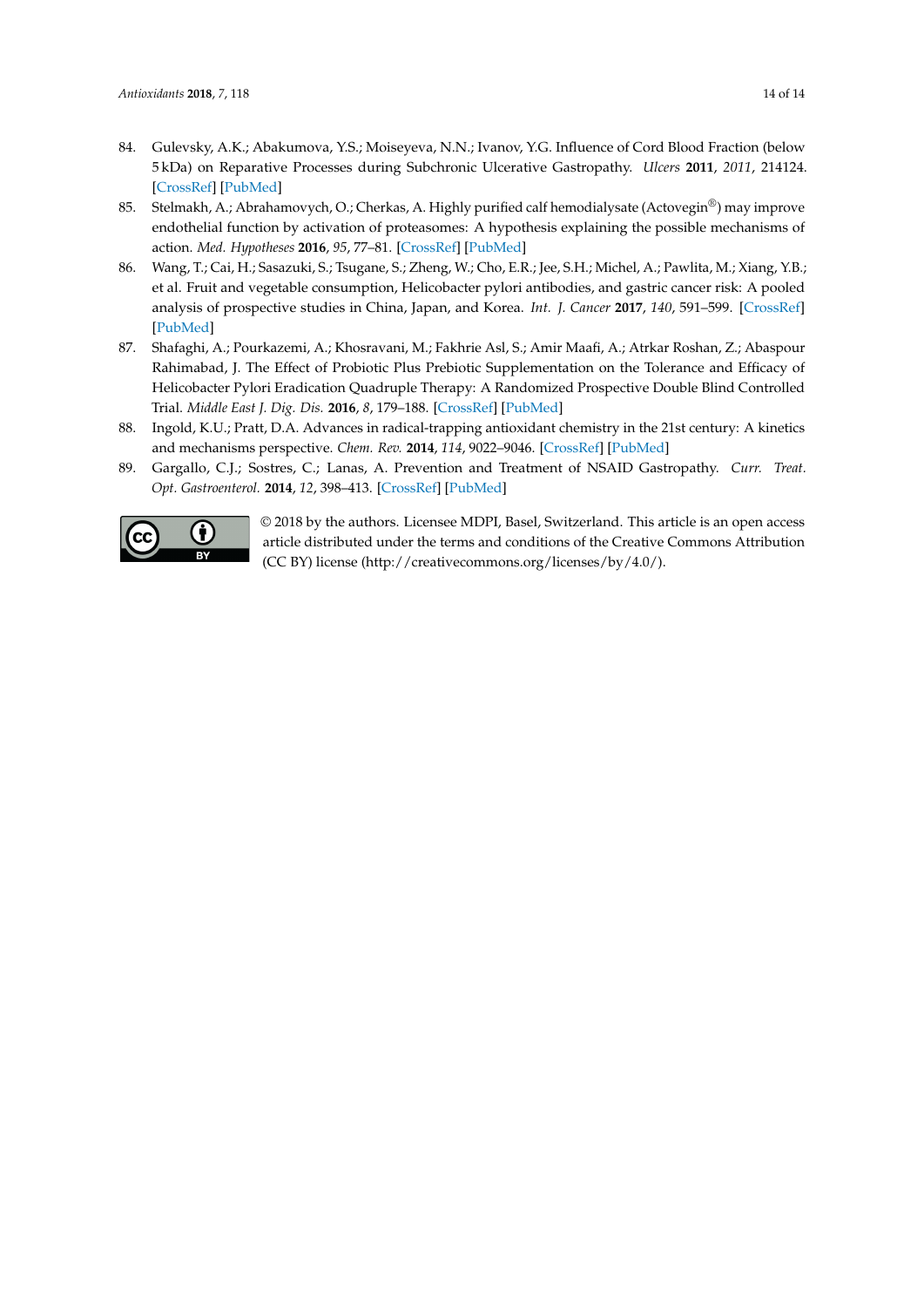84. Gulevsky, A.K.; Abakumova, Y.S.; Moiseyeva, N.N.; Ivanov, Y.G. Influence of Cord Blood Fraction (below 5 kDa) on Reparative Processes during Subchronic Ulcerative Gastropathy. *Ulcers* **2011**, *2011*, 214124. [CrossRef] [PubMed]
85. Stelmakh, A.; Abrahamovych, O.; Cherkas, A. Highly purified calf hemodialysate (Actovegin®) may improve endothelial function by activation of proteasomes: A hypothesis explaining the possible mechanisms of action. *Med. Hypotheses* **2016**, *95*, 77–81. [CrossRef] [PubMed]
86. Wang, T.; Cai, H.; Sasazuki, S.; Tsugane, S.; Zheng, W.; Cho, E.R.; Jee, S.H.; Michel, A.; Pawlita, M.; Xiang, Y.B.; et al. Fruit and vegetable consumption, Helicobacter pylori antibodies, and gastric cancer risk: A pooled analysis of prospective studies in China, Japan, and Korea. *Int. J. Cancer* **2017**, *140*, 591–599. [CrossRef] [PubMed]
87. Shafaghi, A.; Pourkazemi, A.; Khosravani, M.; Fakhrie Asl, S.; Amir Maafi, A.; Atrkar Roshan, Z.; Abaspour Rahimabad, J. The Effect of Probiotic Plus Prebiotic Supplementation on the Tolerance and Efficacy of Helicobacter Pylori Eradication Quadruple Therapy: A Randomized Prospective Double Blind Controlled Trial. *Middle East J. Dig. Dis.* **2016**, *8*, 179–188. [CrossRef] [PubMed]
88. Ingold, K.U.; Pratt, D.A. Advances in radical-trapping antioxidant chemistry in the 21st century: A kinetics and mechanisms perspective. *Chem. Rev.* **2014**, *114*, 9022–9046. [CrossRef] [PubMed]
89. Gargallo, C.J.; Sostres, C.; Lanas, A. Prevention and Treatment of NSAID Gastropathy. *Curr. Treat. Opt. Gastroenterol.* **2014**, *12*, 398–413. [CrossRef] [PubMed]

© 2018 by the authors. Licensee MDPI, Basel, Switzerland. This article is an open access article distributed under the terms and conditions of the Creative Commons Attribution (CC BY) license (http://creativecommons.org/licenses/by/4.0/).